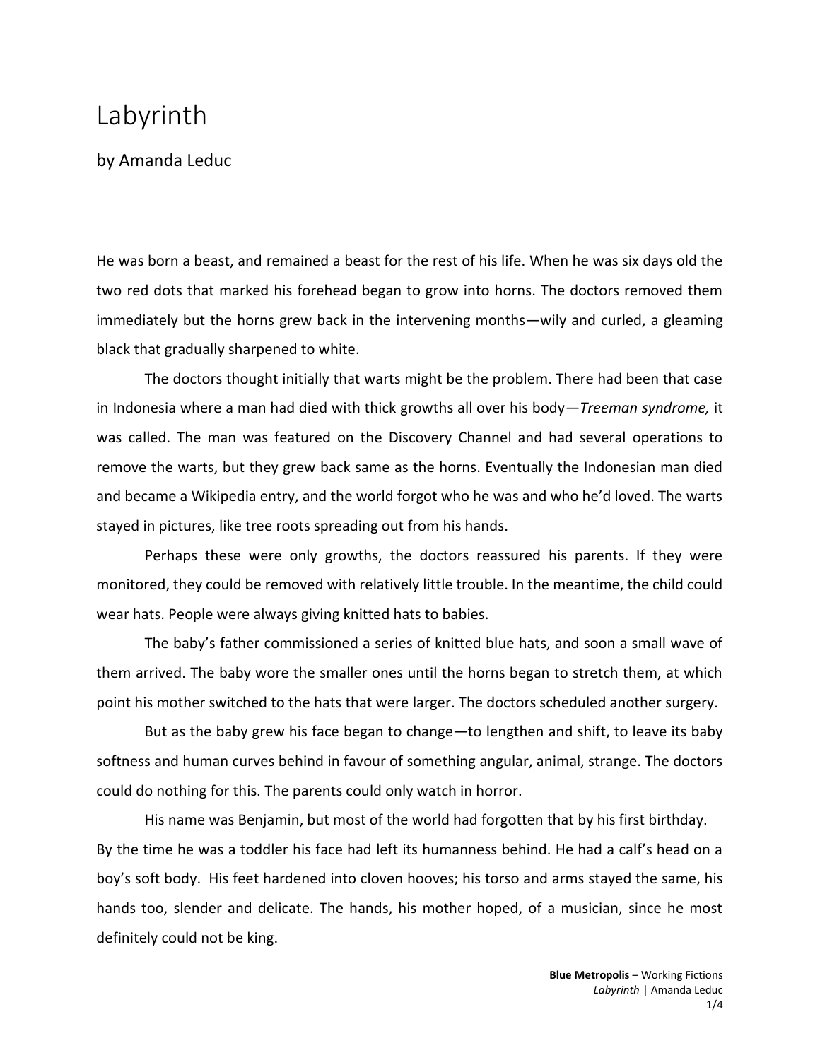# Labyrinth

by Amanda Leduc

He was born a beast, and remained a beast for the rest of his life. When he was six days old the two red dots that marked his forehead began to grow into horns. The doctors removed them immediately but the horns grew back in the intervening months—wily and curled, a gleaming black that gradually sharpened to white.

The doctors thought initially that warts might be the problem. There had been that case in Indonesia where a man had died with thick growths all over his body—*Treeman syndrome,* it was called. The man was featured on the Discovery Channel and had several operations to remove the warts, but they grew back same as the horns. Eventually the Indonesian man died and became a Wikipedia entry, and the world forgot who he was and who he'd loved. The warts stayed in pictures, like tree roots spreading out from his hands.

Perhaps these were only growths, the doctors reassured his parents. If they were monitored, they could be removed with relatively little trouble. In the meantime, the child could wear hats. People were always giving knitted hats to babies.

The baby's father commissioned a series of knitted blue hats, and soon a small wave of them arrived. The baby wore the smaller ones until the horns began to stretch them, at which point his mother switched to the hats that were larger. The doctors scheduled another surgery.

But as the baby grew his face began to change—to lengthen and shift, to leave its baby softness and human curves behind in favour of something angular, animal, strange. The doctors could do nothing for this. The parents could only watch in horror.

His name was Benjamin, but most of the world had forgotten that by his first birthday. By the time he was a toddler his face had left its humanness behind. He had a calf's head on a boy's soft body. His feet hardened into cloven hooves; his torso and arms stayed the same, his hands too, slender and delicate. The hands, his mother hoped, of a musician, since he most definitely could not be king.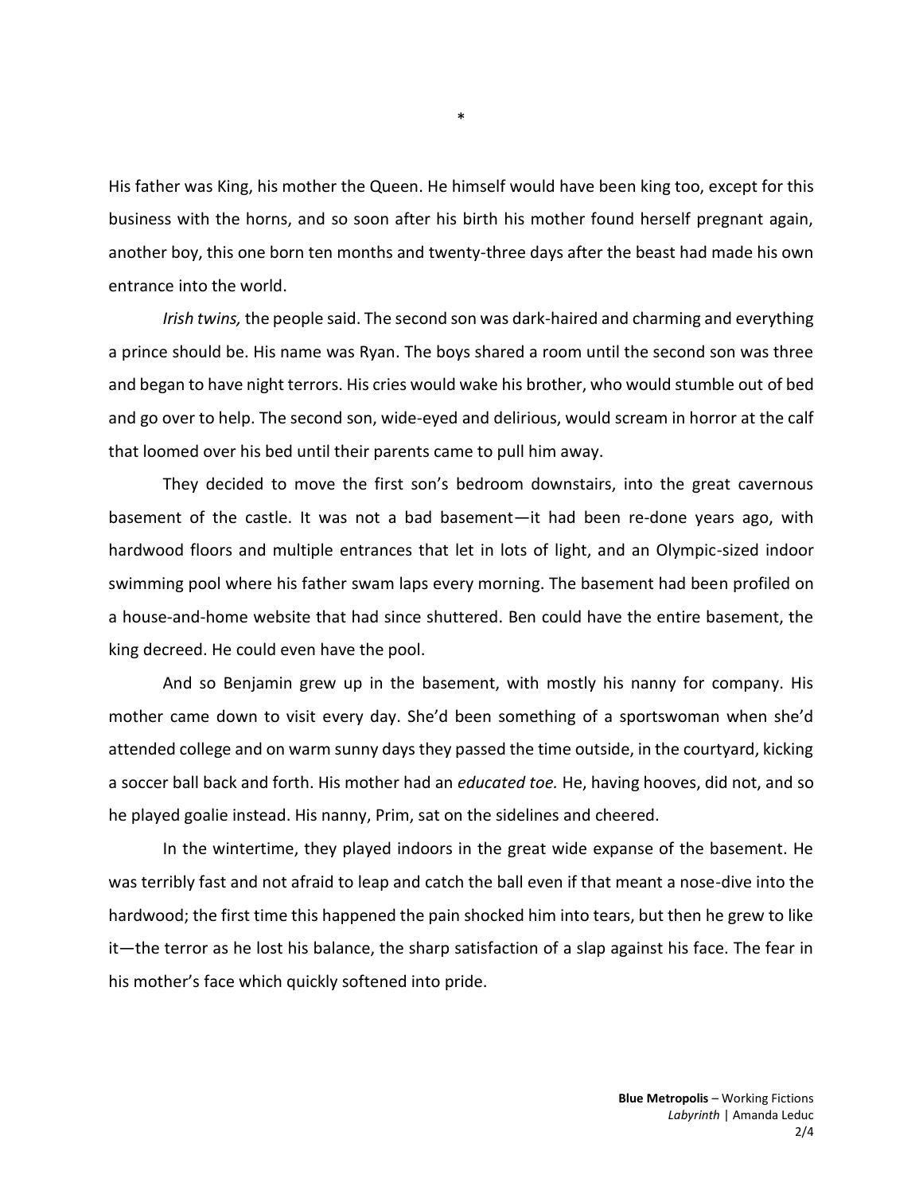*

His father was King, his mother the Queen. He himself would have been king too, except for this business with the horns, and so soon after his birth his mother found herself pregnant again, another boy, this one born ten months and twenty-three days after the beast had made his own entrance into the world.

*Irish twins,* the people said. The second son was dark-haired and charming and everything a prince should be. His name was Ryan. The boys shared a room until the second son was three and began to have night terrors. His cries would wake his brother, who would stumble out of bed and go over to help. The second son, wide-eyed and delirious, would scream in horror at the calf that loomed over his bed until their parents came to pull him away.

They decided to move the first son's bedroom downstairs, into the great cavernous basement of the castle. It was not a bad basement—it had been re-done years ago, with hardwood floors and multiple entrances that let in lots of light, and an Olympic-sized indoor swimming pool where his father swam laps every morning. The basement had been profiled on a house-and-home website that had since shuttered. Ben could have the entire basement, the king decreed. He could even have the pool.

And so Benjamin grew up in the basement, with mostly his nanny for company. His mother came down to visit every day. She'd been something of a sportswoman when she'd attended college and on warm sunny days they passed the time outside, in the courtyard, kicking a soccer ball back and forth. His mother had an *educated toe.* He, having hooves, did not, and so he played goalie instead. His nanny, Prim, sat on the sidelines and cheered.

In the wintertime, they played indoors in the great wide expanse of the basement. He was terribly fast and not afraid to leap and catch the ball even if that meant a nose-dive into the hardwood; the first time this happened the pain shocked him into tears, but then he grew to like it—the terror as he lost his balance, the sharp satisfaction of a slap against his face. The fear in his mother's face which quickly softened into pride.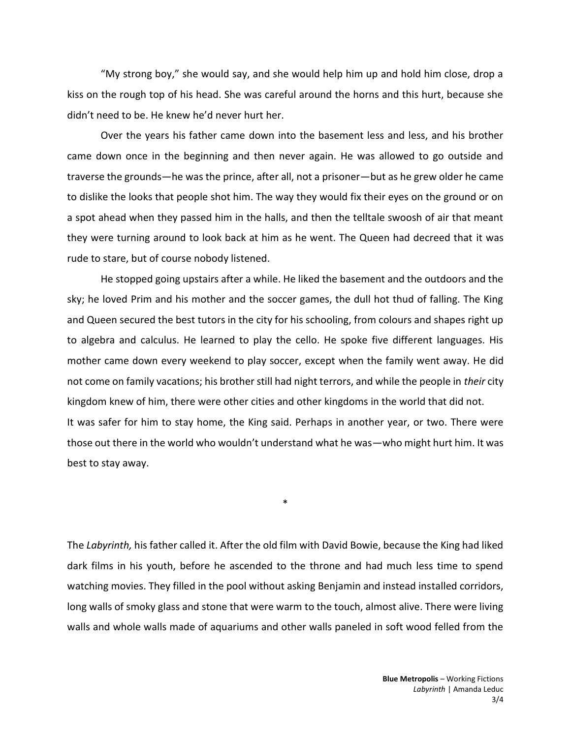“My strong boy,” she would say, and she would help him up and hold him close, drop a kiss on the rough top of his head. She was careful around the horns and this hurt, because she didn’t need to be. He knew he’d never hurt her.

Over the years his father came down into the basement less and less, and his brother came down once in the beginning and then never again. He was allowed to go outside and traverse the grounds—he was the prince, after all, not a prisoner—but as he grew older he came to dislike the looks that people shot him. The way they would fix their eyes on the ground or on a spot ahead when they passed him in the halls, and then the telltale swoosh of air that meant they were turning around to look back at him as he went. The Queen had decreed that it was rude to stare, but of course nobody listened.

He stopped going upstairs after a while. He liked the basement and the outdoors and the sky; he loved Prim and his mother and the soccer games, the dull hot thud of falling. The King and Queen secured the best tutors in the city for his schooling, from colours and shapes right up to algebra and calculus. He learned to play the cello. He spoke five different languages. His mother came down every weekend to play soccer, except when the family went away. He did not come on family vacations; his brother still had night terrors, and while the people in *their* city kingdom knew of him, there were other cities and other kingdoms in the world that did not.

It was safer for him to stay home, the King said. Perhaps in another year, or two. There were those out there in the world who wouldn’t understand what he was—who might hurt him. It was best to stay away.

*

The *Labyrinth,* his father called it. After the old film with David Bowie, because the King had liked dark films in his youth, before he ascended to the throne and had much less time to spend watching movies. They filled in the pool without asking Benjamin and instead installed corridors, long walls of smoky glass and stone that were warm to the touch, almost alive. There were living walls and whole walls made of aquariums and other walls paneled in soft wood felled from the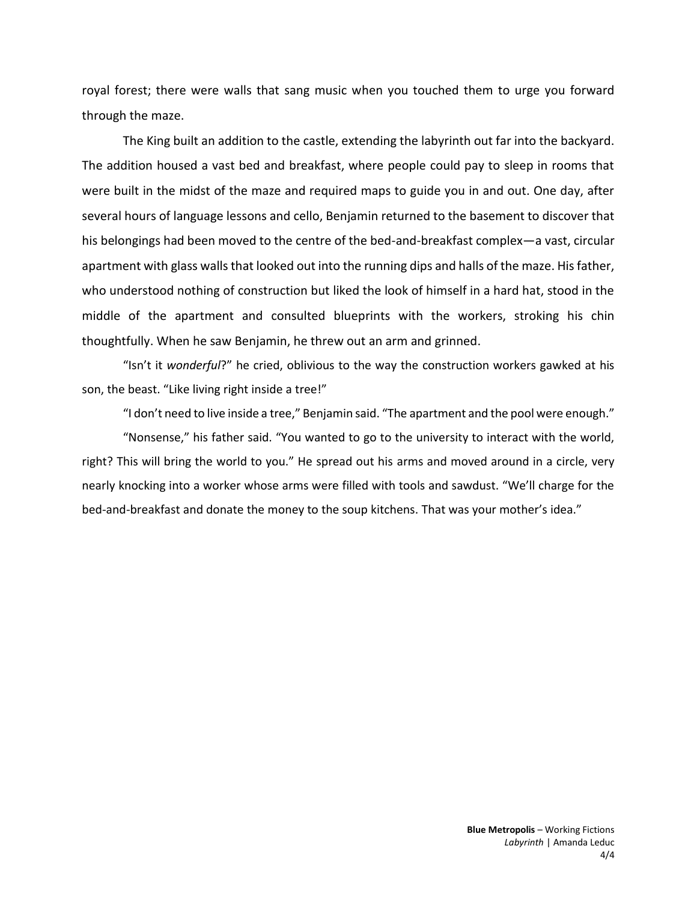royal forest; there were walls that sang music when you touched them to urge you forward through the maze.

The King built an addition to the castle, extending the labyrinth out far into the backyard. The addition housed a vast bed and breakfast, where people could pay to sleep in rooms that were built in the midst of the maze and required maps to guide you in and out. One day, after several hours of language lessons and cello, Benjamin returned to the basement to discover that his belongings had been moved to the centre of the bed-and-breakfast complex—a vast, circular apartment with glass walls that looked out into the running dips and halls of the maze. His father, who understood nothing of construction but liked the look of himself in a hard hat, stood in the middle of the apartment and consulted blueprints with the workers, stroking his chin thoughtfully. When he saw Benjamin, he threw out an arm and grinned.

"Isn't it *wonderful*?" he cried, oblivious to the way the construction workers gawked at his son, the beast. "Like living right inside a tree!"

"I don't need to live inside a tree," Benjamin said. "The apartment and the pool were enough."

"Nonsense," his father said. "You wanted to go to the university to interact with the world, right? This will bring the world to you." He spread out his arms and moved around in a circle, very nearly knocking into a worker whose arms were filled with tools and sawdust. "We'll charge for the bed-and-breakfast and donate the money to the soup kitchens. That was your mother's idea."